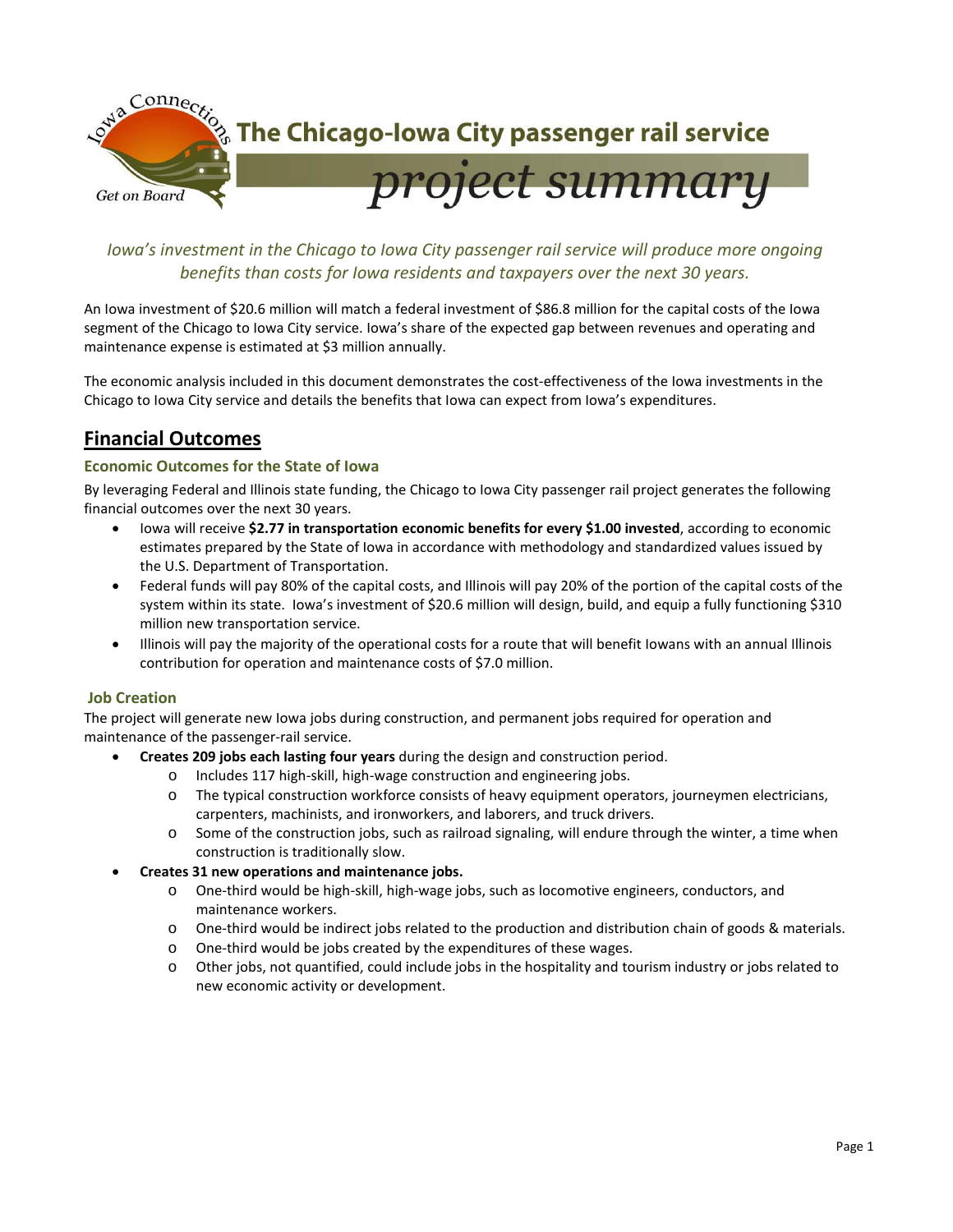Iowa Connections

Get on Board

# The Chicago-Iowa City passenger rail service

# *project summary*

*Iowa's investment in the Chicago to Iowa City passenger rail service will produce more ongoing benefits than costs for Iowa residents and taxpayers over the next 30 years.*

An Iowa investment of $20.6 million will match a federal investment of $86.8 million for the capital costs of the Iowa segment of the Chicago to Iowa City service. Iowa's share of the expected gap between revenues and operating and maintenance expense is estimated at $3 million annually.

The economic analysis included in this document demonstrates the cost-effectiveness of the Iowa investments in the Chicago to Iowa City service and details the benefits that Iowa can expect from Iowa's expenditures.

## Financial Outcomes

### Economic Outcomes for the State of Iowa

By leveraging Federal and Illinois state funding, the Chicago to Iowa City passenger rail project generates the following financial outcomes over the next 30 years.

- Iowa will receive **$2.77 in transportation economic benefits for every $1.00 invested**, according to economic estimates prepared by the State of Iowa in accordance with methodology and standardized values issued by the U.S. Department of Transportation.
- Federal funds will pay 80% of the capital costs, and Illinois will pay 20% of the portion of the capital costs of the system within its state. Iowa's investment of $20.6 million will design, build, and equip a fully functioning $310 million new transportation service.
- Illinois will pay the majority of the operational costs for a route that will benefit Iowans with an annual Illinois contribution for operation and maintenance costs of $7.0 million.

### Job Creation

The project will generate new Iowa jobs during construction, and permanent jobs required for operation and maintenance of the passenger-rail service.

- **Creates 209 jobs each lasting four years** during the design and construction period.
  - Includes 117 high-skill, high-wage construction and engineering jobs.
  - The typical construction workforce consists of heavy equipment operators, journeymen electricians, carpenters, machinists, and ironworkers, and laborers, and truck drivers.
  - Some of the construction jobs, such as railroad signaling, will endure through the winter, a time when construction is traditionally slow.
- **Creates 31 new operations and maintenance jobs.**
  - One-third would be high-skill, high-wage jobs, such as locomotive engineers, conductors, and maintenance workers.
  - One-third would be indirect jobs related to the production and distribution chain of goods & materials.
  - One-third would be jobs created by the expenditures of these wages.
  - Other jobs, not quantified, could include jobs in the hospitality and tourism industry or jobs related to new economic activity or development.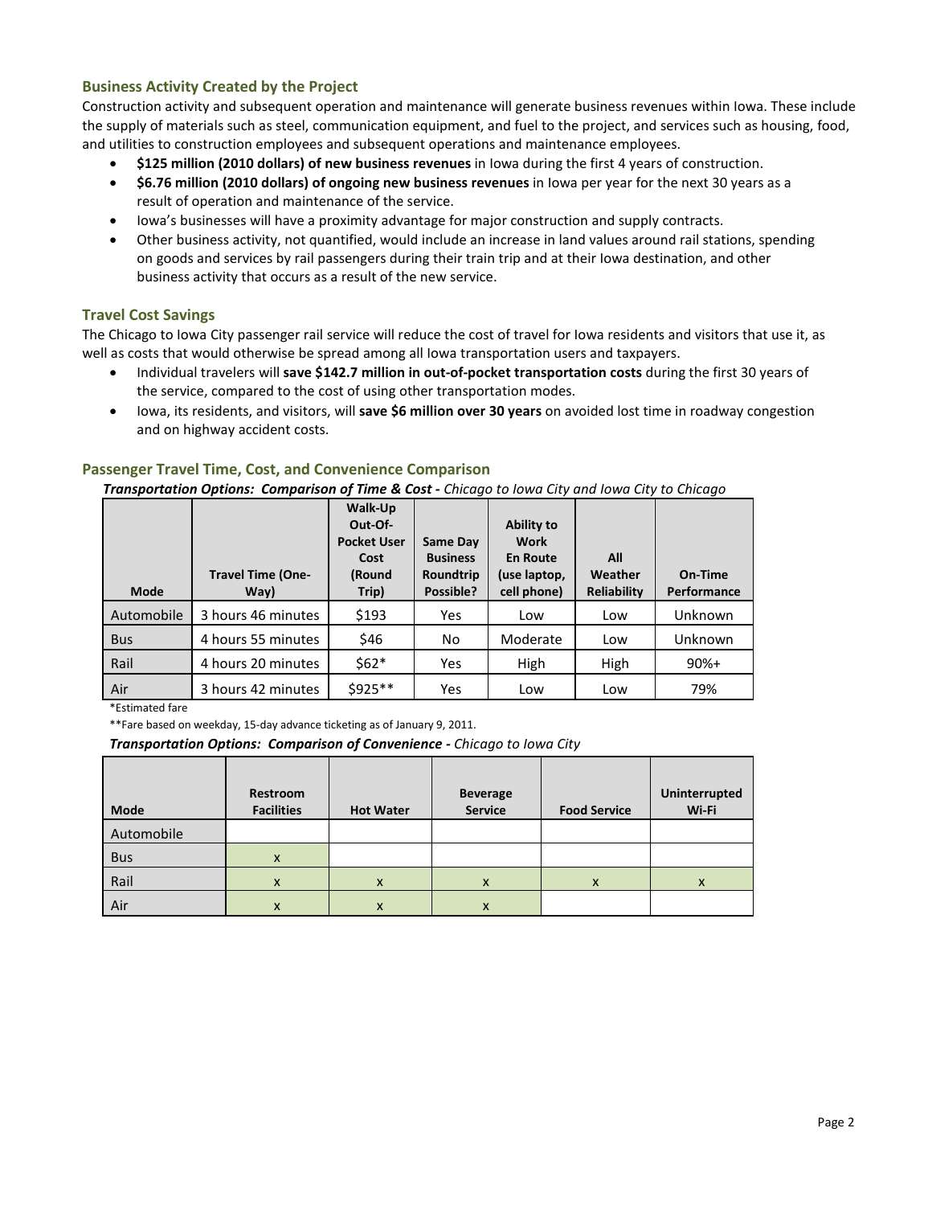## Business Activity Created by the Project

Construction activity and subsequent operation and maintenance will generate business revenues within Iowa. These include the supply of materials such as steel, communication equipment, and fuel to the project, and services such as housing, food, and utilities to construction employees and subsequent operations and maintenance employees.

- **$125 million (2010 dollars) of new business revenues** in Iowa during the first 4 years of construction.
- **$6.76 million (2010 dollars) of ongoing new business revenues** in Iowa per year for the next 30 years as a result of operation and maintenance of the service.
- Iowa's businesses will have a proximity advantage for major construction and supply contracts.
- Other business activity, not quantified, would include an increase in land values around rail stations, spending on goods and services by rail passengers during their train trip and at their Iowa destination, and other business activity that occurs as a result of the new service.

## Travel Cost Savings

The Chicago to Iowa City passenger rail service will reduce the cost of travel for Iowa residents and visitors that use it, as well as costs that would otherwise be spread among all Iowa transportation users and taxpayers.

- Individual travelers will **save $142.7 million in out-of-pocket transportation costs** during the first 30 years of the service, compared to the cost of using other transportation modes.
- Iowa, its residents, and visitors, will **save $6 million over 30 years** on avoided lost time in roadway congestion and on highway accident costs.

## Passenger Travel Time, Cost, and Convenience Comparison

***Transportation Options: Comparison of Time & Cost -*** *Chicago to Iowa City and Iowa City to Chicago*

| Mode | Travel Time (One-Way) | Walk-Up Out-Of-Pocket User Cost (Round Trip) | Same Day Business Roundtrip Possible? | Ability to Work En Route (use laptop, cell phone) | All Weather Reliability | On-Time Performance |
|---|---|---|---|---|---|---|
| Automobile | 3 hours 46 minutes | $193 | Yes | Low | Low | Unknown |
| Bus | 4 hours 55 minutes | $46 | No | Moderate | Low | Unknown |
| Rail | 4 hours 20 minutes | $62* | Yes | High | High | 90%+ |
| Air | 3 hours 42 minutes | $925** | Yes | Low | Low | 79% |

*Estimated fare

**Fare based on weekday, 15-day advance ticketing as of January 9, 2011.

***Transportation Options: Comparison of Convenience -*** *Chicago to Iowa City*

| Mode | Restroom Facilities | Hot Water | Beverage Service | Food Service | Uninterrupted Wi-Fi |
|---|---|---|---|---|---|
| Automobile | | | | | |
| Bus | x | | | | |
| Rail | x | x | x | x | x |
| Air | x | x | x | | |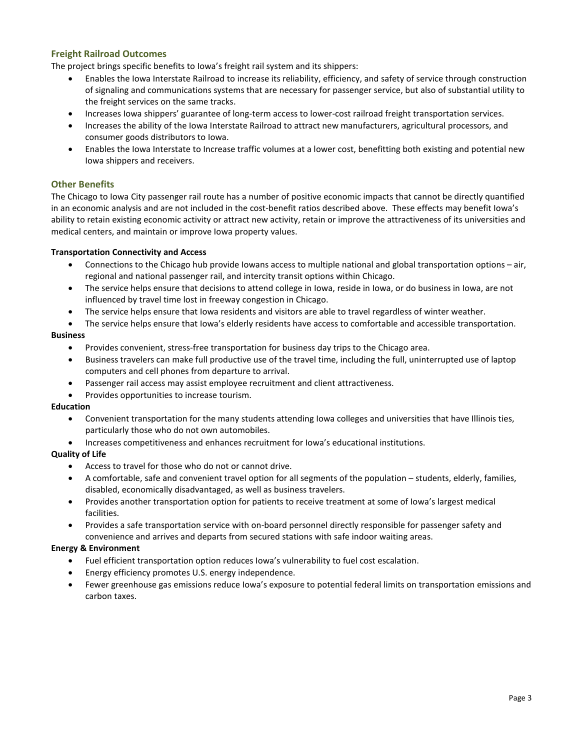## Freight Railroad Outcomes

The project brings specific benefits to Iowa's freight rail system and its shippers:

- Enables the Iowa Interstate Railroad to increase its reliability, efficiency, and safety of service through construction of signaling and communications systems that are necessary for passenger service, but also of substantial utility to the freight services on the same tracks.
- Increases Iowa shippers' guarantee of long-term access to lower-cost railroad freight transportation services.
- Increases the ability of the Iowa Interstate Railroad to attract new manufacturers, agricultural processors, and consumer goods distributors to Iowa.
- Enables the Iowa Interstate to Increase traffic volumes at a lower cost, benefitting both existing and potential new Iowa shippers and receivers.

## Other Benefits

The Chicago to Iowa City passenger rail route has a number of positive economic impacts that cannot be directly quantified in an economic analysis and are not included in the cost-benefit ratios described above. These effects may benefit Iowa's ability to retain existing economic activity or attract new activity, retain or improve the attractiveness of its universities and medical centers, and maintain or improve Iowa property values.

**Transportation Connectivity and Access**

- Connections to the Chicago hub provide Iowans access to multiple national and global transportation options – air, regional and national passenger rail, and intercity transit options within Chicago.
- The service helps ensure that decisions to attend college in Iowa, reside in Iowa, or do business in Iowa, are not influenced by travel time lost in freeway congestion in Chicago.
- The service helps ensure that Iowa residents and visitors are able to travel regardless of winter weather.
- The service helps ensure that Iowa's elderly residents have access to comfortable and accessible transportation.

**Business**

- Provides convenient, stress-free transportation for business day trips to the Chicago area.
- Business travelers can make full productive use of the travel time, including the full, uninterrupted use of laptop computers and cell phones from departure to arrival.
- Passenger rail access may assist employee recruitment and client attractiveness.
- Provides opportunities to increase tourism.

**Education**

- Convenient transportation for the many students attending Iowa colleges and universities that have Illinois ties, particularly those who do not own automobiles.
- Increases competitiveness and enhances recruitment for Iowa's educational institutions.

**Quality of Life**

- Access to travel for those who do not or cannot drive.
- A comfortable, safe and convenient travel option for all segments of the population – students, elderly, families, disabled, economically disadvantaged, as well as business travelers.
- Provides another transportation option for patients to receive treatment at some of Iowa's largest medical facilities.
- Provides a safe transportation service with on-board personnel directly responsible for passenger safety and convenience and arrives and departs from secured stations with safe indoor waiting areas.

**Energy & Environment**

- Fuel efficient transportation option reduces Iowa's vulnerability to fuel cost escalation.
- Energy efficiency promotes U.S. energy independence.
- Fewer greenhouse gas emissions reduce Iowa's exposure to potential federal limits on transportation emissions and carbon taxes.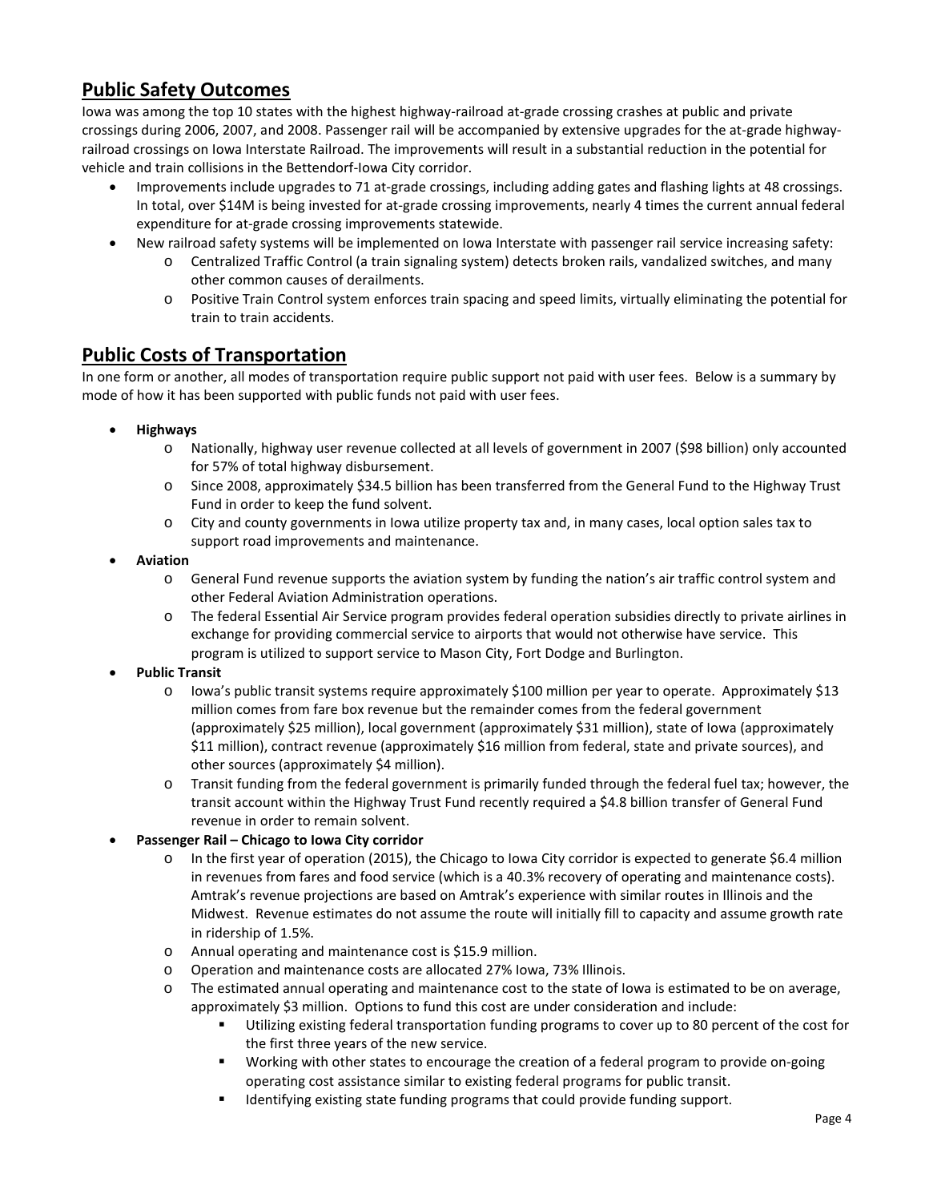## Public Safety Outcomes

Iowa was among the top 10 states with the highest highway-railroad at-grade crossing crashes at public and private crossings during 2006, 2007, and 2008. Passenger rail will be accompanied by extensive upgrades for the at-grade highway-railroad crossings on Iowa Interstate Railroad. The improvements will result in a substantial reduction in the potential for vehicle and train collisions in the Bettendorf-Iowa City corridor.

- Improvements include upgrades to 71 at-grade crossings, including adding gates and flashing lights at 48 crossings. In total, over $14M is being invested for at-grade crossing improvements, nearly 4 times the current annual federal expenditure for at-grade crossing improvements statewide.
- New railroad safety systems will be implemented on Iowa Interstate with passenger rail service increasing safety:
  - Centralized Traffic Control (a train signaling system) detects broken rails, vandalized switches, and many other common causes of derailments.
  - Positive Train Control system enforces train spacing and speed limits, virtually eliminating the potential for train to train accidents.

## Public Costs of Transportation

In one form or another, all modes of transportation require public support not paid with user fees. Below is a summary by mode of how it has been supported with public funds not paid with user fees.

- **Highways**
  - Nationally, highway user revenue collected at all levels of government in 2007 ($98 billion) only accounted for 57% of total highway disbursement.
  - Since 2008, approximately $34.5 billion has been transferred from the General Fund to the Highway Trust Fund in order to keep the fund solvent.
  - City and county governments in Iowa utilize property tax and, in many cases, local option sales tax to support road improvements and maintenance.
- **Aviation**
  - General Fund revenue supports the aviation system by funding the nation's air traffic control system and other Federal Aviation Administration operations.
  - The federal Essential Air Service program provides federal operation subsidies directly to private airlines in exchange for providing commercial service to airports that would not otherwise have service. This program is utilized to support service to Mason City, Fort Dodge and Burlington.
- **Public Transit**
  - Iowa's public transit systems require approximately $100 million per year to operate. Approximately $13 million comes from fare box revenue but the remainder comes from the federal government (approximately $25 million), local government (approximately $31 million), state of Iowa (approximately $11 million), contract revenue (approximately $16 million from federal, state and private sources), and other sources (approximately $4 million).
  - Transit funding from the federal government is primarily funded through the federal fuel tax; however, the transit account within the Highway Trust Fund recently required a $4.8 billion transfer of General Fund revenue in order to remain solvent.
- **Passenger Rail – Chicago to Iowa City corridor**
  - In the first year of operation (2015), the Chicago to Iowa City corridor is expected to generate $6.4 million in revenues from fares and food service (which is a 40.3% recovery of operating and maintenance costs). Amtrak's revenue projections are based on Amtrak's experience with similar routes in Illinois and the Midwest. Revenue estimates do not assume the route will initially fill to capacity and assume growth rate in ridership of 1.5%.
  - Annual operating and maintenance cost is $15.9 million.
  - Operation and maintenance costs are allocated 27% Iowa, 73% Illinois.
  - The estimated annual operating and maintenance cost to the state of Iowa is estimated to be on average, approximately $3 million. Options to fund this cost are under consideration and include:
    - Utilizing existing federal transportation funding programs to cover up to 80 percent of the cost for the first three years of the new service.
    - Working with other states to encourage the creation of a federal program to provide on-going operating cost assistance similar to existing federal programs for public transit.
    - Identifying existing state funding programs that could provide funding support.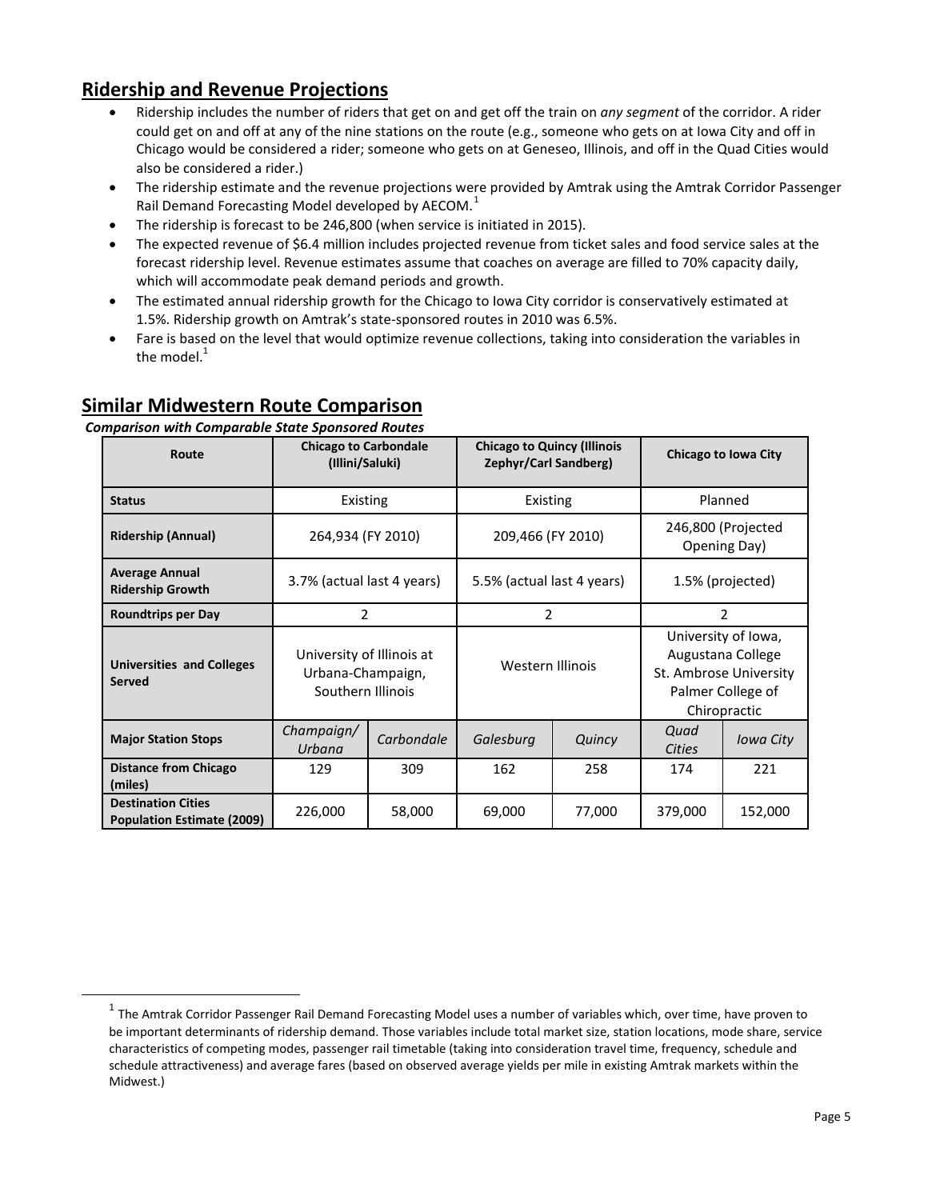## Ridership and Revenue Projections

- Ridership includes the number of riders that get on and get off the train on *any segment* of the corridor. A rider could get on and off at any of the nine stations on the route (e.g., someone who gets on at Iowa City and off in Chicago would be considered a rider; someone who gets on at Geneseo, Illinois, and off in the Quad Cities would also be considered a rider.)
- The ridership estimate and the revenue projections were provided by Amtrak using the Amtrak Corridor Passenger Rail Demand Forecasting Model developed by AECOM.[1]
- The ridership is forecast to be 246,800 (when service is initiated in 2015).
- The expected revenue of $6.4 million includes projected revenue from ticket sales and food service sales at the forecast ridership level. Revenue estimates assume that coaches on average are filled to 70% capacity daily, which will accommodate peak demand periods and growth.
- The estimated annual ridership growth for the Chicago to Iowa City corridor is conservatively estimated at 1.5%. Ridership growth on Amtrak's state-sponsored routes in 2010 was 6.5%.
- Fare is based on the level that would optimize revenue collections, taking into consideration the variables in the model.[1]

## Similar Midwestern Route Comparison

***Comparison with Comparable State Sponsored Routes***

| Route | Chicago to Carbondale (Illini/Saluki) | | Chicago to Quincy (Illinois Zephyr/Carl Sandberg) | | Chicago to Iowa City | |
|---|---|---|---|---|---|---|
| **Status** | Existing | | Existing | | Planned | |
| **Ridership (Annual)** | 264,934 (FY 2010) | | 209,466 (FY 2010) | | 246,800 (Projected Opening Day) | |
| **Average Annual Ridership Growth** | 3.7% (actual last 4 years) | | 5.5% (actual last 4 years) | | 1.5% (projected) | |
| **Roundtrips per Day** | 2 | | 2 | | 2 | |
| **Universities and Colleges Served** | University of Illinois at Urbana-Champaign, Southern Illinois | | Western Illinois | | University of Iowa, Augustana College St. Ambrose University Palmer College of Chiropractic | |
| **Major Station Stops** | *Champaign/ Urbana* | *Carbondale* | *Galesburg* | *Quincy* | *Quad Cities* | *Iowa City* |
| **Distance from Chicago (miles)** | 129 | 309 | 162 | 258 | 174 | 221 |
| **Destination Cities Population Estimate (2009)** | 226,000 | 58,000 | 69,000 | 77,000 | 379,000 | 152,000 |

[1] The Amtrak Corridor Passenger Rail Demand Forecasting Model uses a number of variables which, over time, have proven to be important determinants of ridership demand. Those variables include total market size, station locations, mode share, service characteristics of competing modes, passenger rail timetable (taking into consideration travel time, frequency, schedule and schedule attractiveness) and average fares (based on observed average yields per mile in existing Amtrak markets within the Midwest.)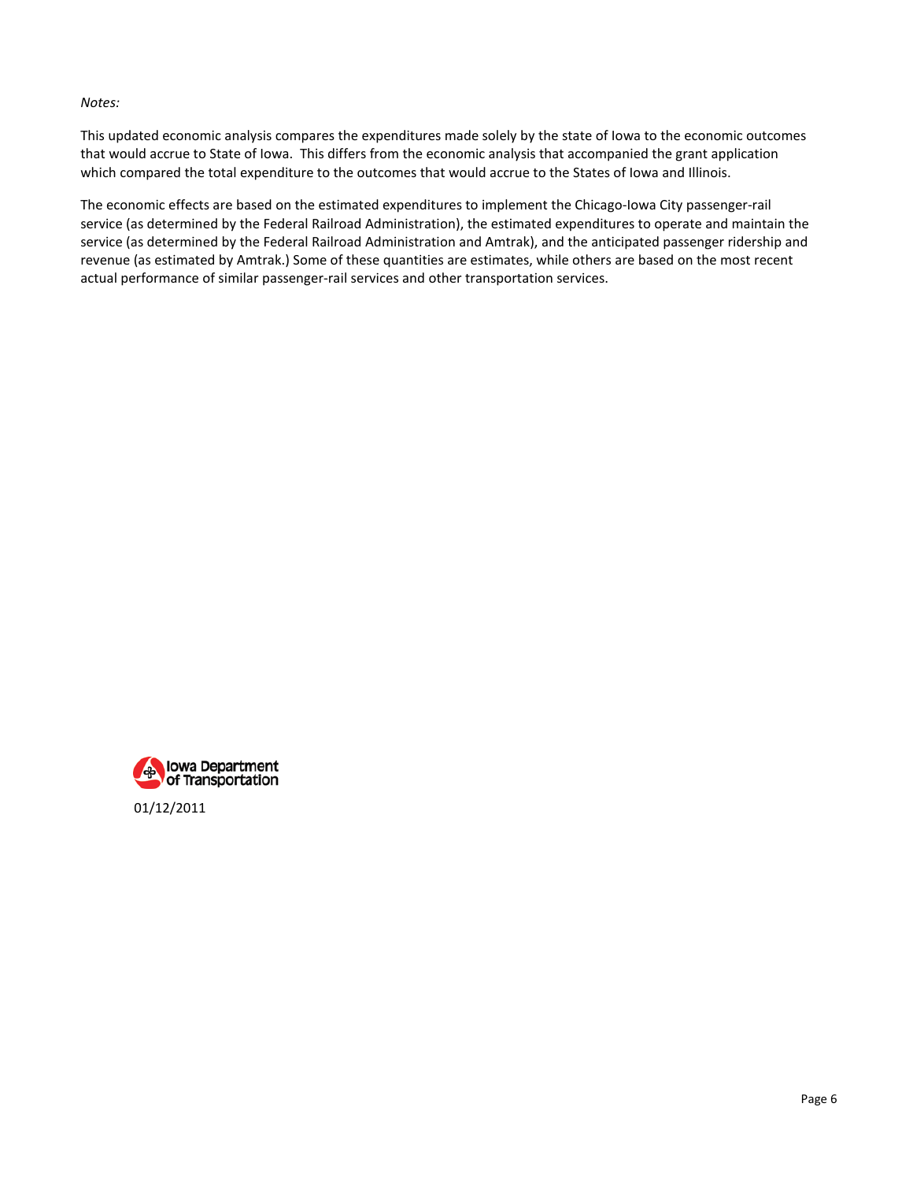*Notes:*

This updated economic analysis compares the expenditures made solely by the state of Iowa to the economic outcomes that would accrue to State of Iowa. This differs from the economic analysis that accompanied the grant application which compared the total expenditure to the outcomes that would accrue to the States of Iowa and Illinois.

The economic effects are based on the estimated expenditures to implement the Chicago-Iowa City passenger-rail service (as determined by the Federal Railroad Administration), the estimated expenditures to operate and maintain the service (as determined by the Federal Railroad Administration and Amtrak), and the anticipated passenger ridership and revenue (as estimated by Amtrak.) Some of these quantities are estimates, while others are based on the most recent actual performance of similar passenger-rail services and other transportation services.

Iowa Department of Transportation

01/12/2011